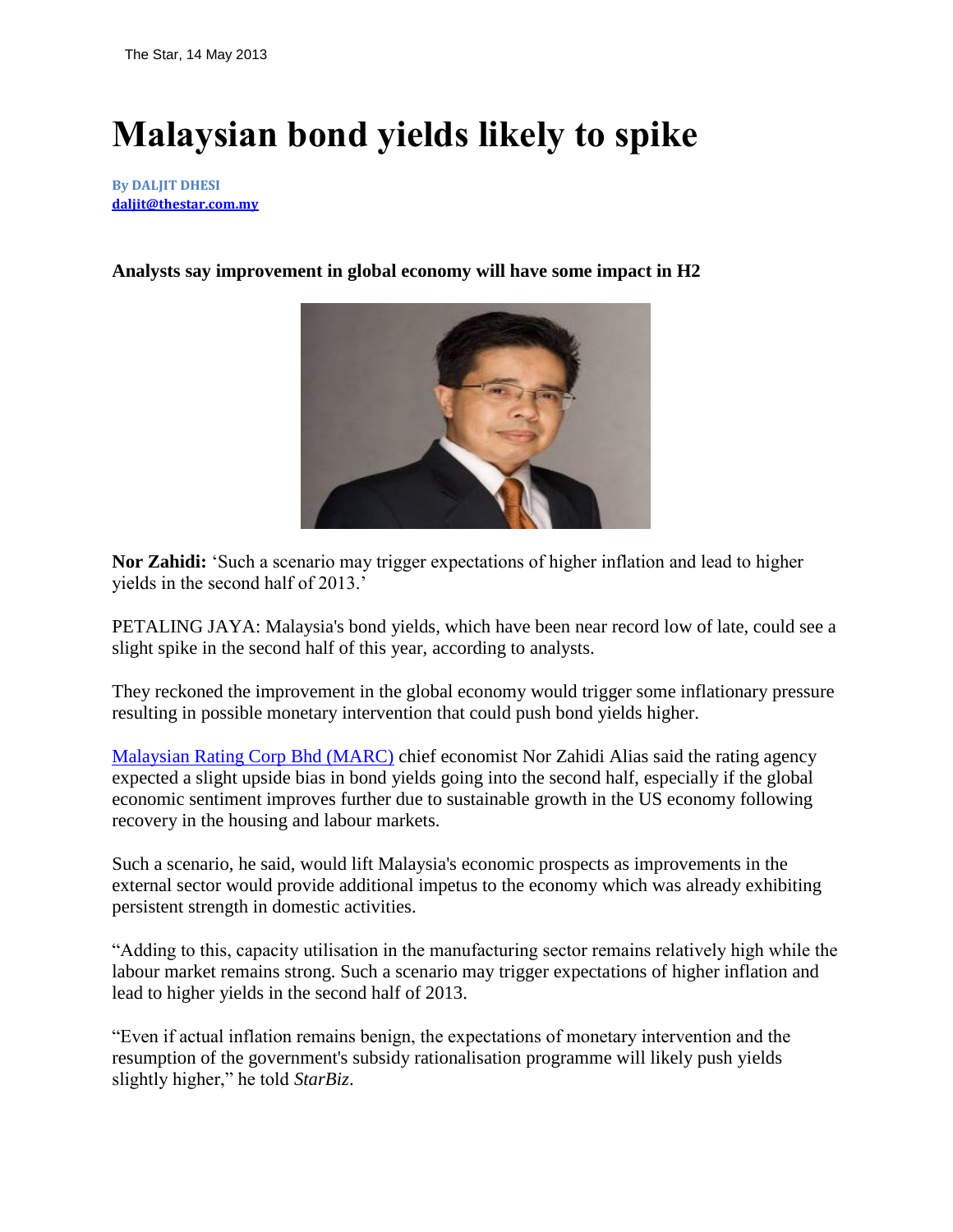The Star, 14 May 2013

# Malaysian bond yields likely to spike

**By DALJIT DHESI**
**daljit@thestar.com.my**

**Analysts say improvement in global economy will have some impact in H2**

**Nor Zahidi:** 'Such a scenario may trigger expectations of higher inflation and lead to higher yields in the second half of 2013.'

PETALING JAYA: Malaysia's bond yields, which have been near record low of late, could see a slight spike in the second half of this year, according to analysts.

They reckoned the improvement in the global economy would trigger some inflationary pressure resulting in possible monetary intervention that could push bond yields higher.

Malaysian Rating Corp Bhd (MARC) chief economist Nor Zahidi Alias said the rating agency expected a slight upside bias in bond yields going into the second half, especially if the global economic sentiment improves further due to sustainable growth in the US economy following recovery in the housing and labour markets.

Such a scenario, he said, would lift Malaysia's economic prospects as improvements in the external sector would provide additional impetus to the economy which was already exhibiting persistent strength in domestic activities.

"Adding to this, capacity utilisation in the manufacturing sector remains relatively high while the labour market remains strong. Such a scenario may trigger expectations of higher inflation and lead to higher yields in the second half of 2013.

"Even if actual inflation remains benign, the expectations of monetary intervention and the resumption of the government's subsidy rationalisation programme will likely push yields slightly higher," he told *StarBiz*.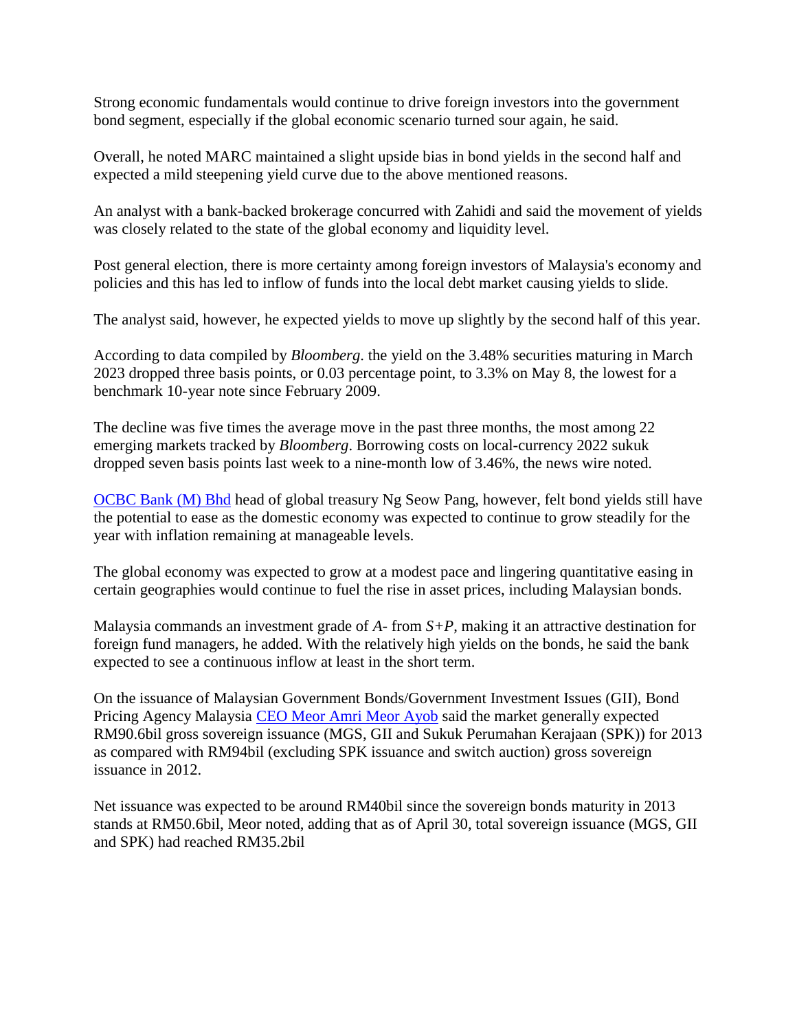Strong economic fundamentals would continue to drive foreign investors into the government bond segment, especially if the global economic scenario turned sour again, he said.

Overall, he noted MARC maintained a slight upside bias in bond yields in the second half and expected a mild steepening yield curve due to the above mentioned reasons.

An analyst with a bank-backed brokerage concurred with Zahidi and said the movement of yields was closely related to the state of the global economy and liquidity level.

Post general election, there is more certainty among foreign investors of Malaysia's economy and policies and this has led to inflow of funds into the local debt market causing yields to slide.

The analyst said, however, he expected yields to move up slightly by the second half of this year.

According to data compiled by *Bloomberg*. the yield on the 3.48% securities maturing in March 2023 dropped three basis points, or 0.03 percentage point, to 3.3% on May 8, the lowest for a benchmark 10-year note since February 2009.

The decline was five times the average move in the past three months, the most among 22 emerging markets tracked by *Bloomberg*. Borrowing costs on local-currency 2022 sukuk dropped seven basis points last week to a nine-month low of 3.46%, the news wire noted.

[OCBC Bank (M) Bhd] head of global treasury Ng Seow Pang, however, felt bond yields still have the potential to ease as the domestic economy was expected to continue to grow steadily for the year with inflation remaining at manageable levels.

The global economy was expected to grow at a modest pace and lingering quantitative easing in certain geographies would continue to fuel the rise in asset prices, including Malaysian bonds.

Malaysia commands an investment grade of *A-* from *S+P*, making it an attractive destination for foreign fund managers, he added. With the relatively high yields on the bonds, he said the bank expected to see a continuous inflow at least in the short term.

On the issuance of Malaysian Government Bonds/Government Investment Issues (GII), Bond Pricing Agency Malaysia [CEO Meor Amri Meor Ayob] said the market generally expected RM90.6bil gross sovereign issuance (MGS, GII and Sukuk Perumahan Kerajaan (SPK)) for 2013 as compared with RM94bil (excluding SPK issuance and switch auction) gross sovereign issuance in 2012.

Net issuance was expected to be around RM40bil since the sovereign bonds maturity in 2013 stands at RM50.6bil, Meor noted, adding that as of April 30, total sovereign issuance (MGS, GII and SPK) had reached RM35.2bil